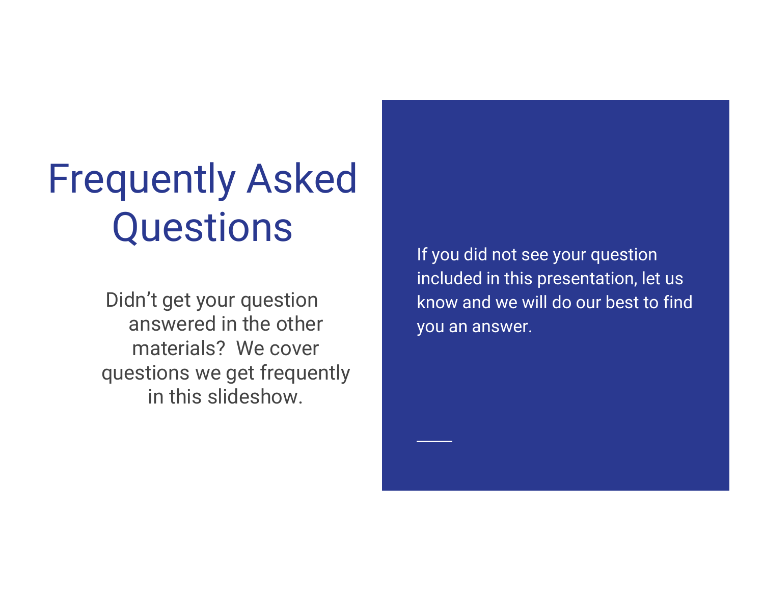# Frequently Asked Questions

Didn't get your question answered in the other materials? We cover questions we get frequently in this slideshow.

If you did not see your question included in this presentation, let us know and we will do our best to find you an answer.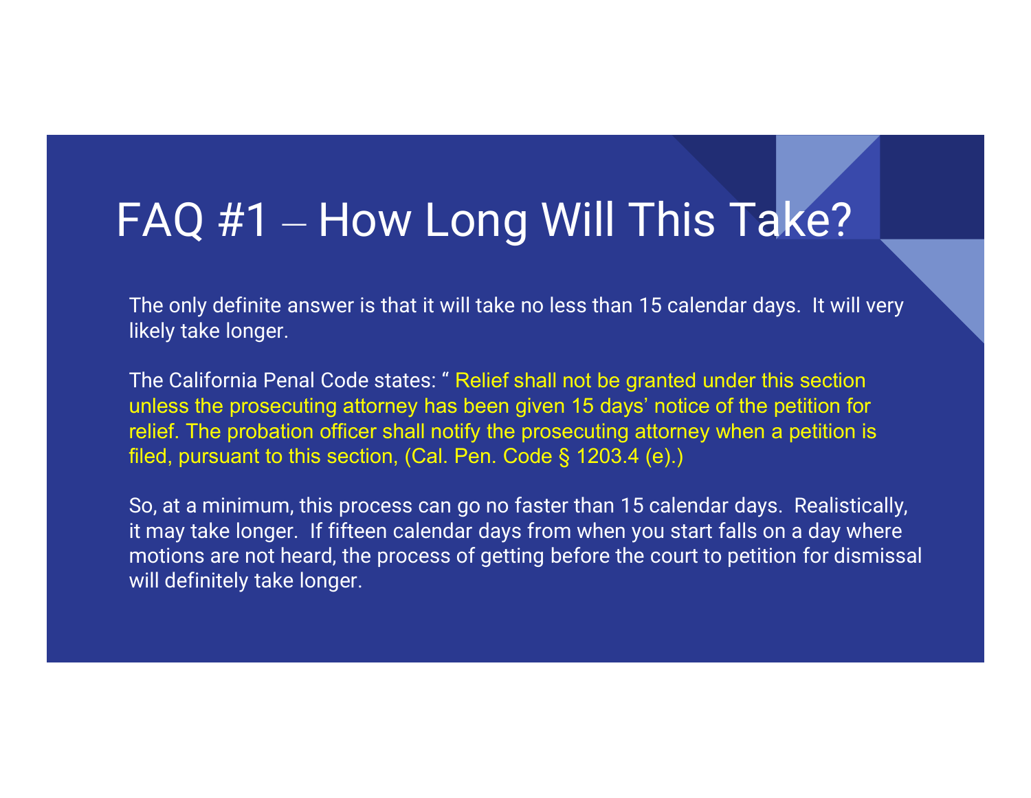# FAQ #1 – How Long Will This Take?

The only definite answer is that it will take no less than 15 calendar days. It will very likely take longer.

The California Penal Code states: " Relief shall not be granted under this section unless the prosecuting attorney has been given 15 days' notice of the petition for relief. The probation officer shall notify the prosecuting attorney when a petition is filed, pursuant to this section, (Cal. Pen. Code § 1203.4 (e).)

So, at a minimum, this process can go no faster than 15 calendar days. Realistically, it may take longer. If fifteen calendar days from when you start falls on a day where motions are not heard, the process of getting before the court to petition for dismissal will definitely take longer.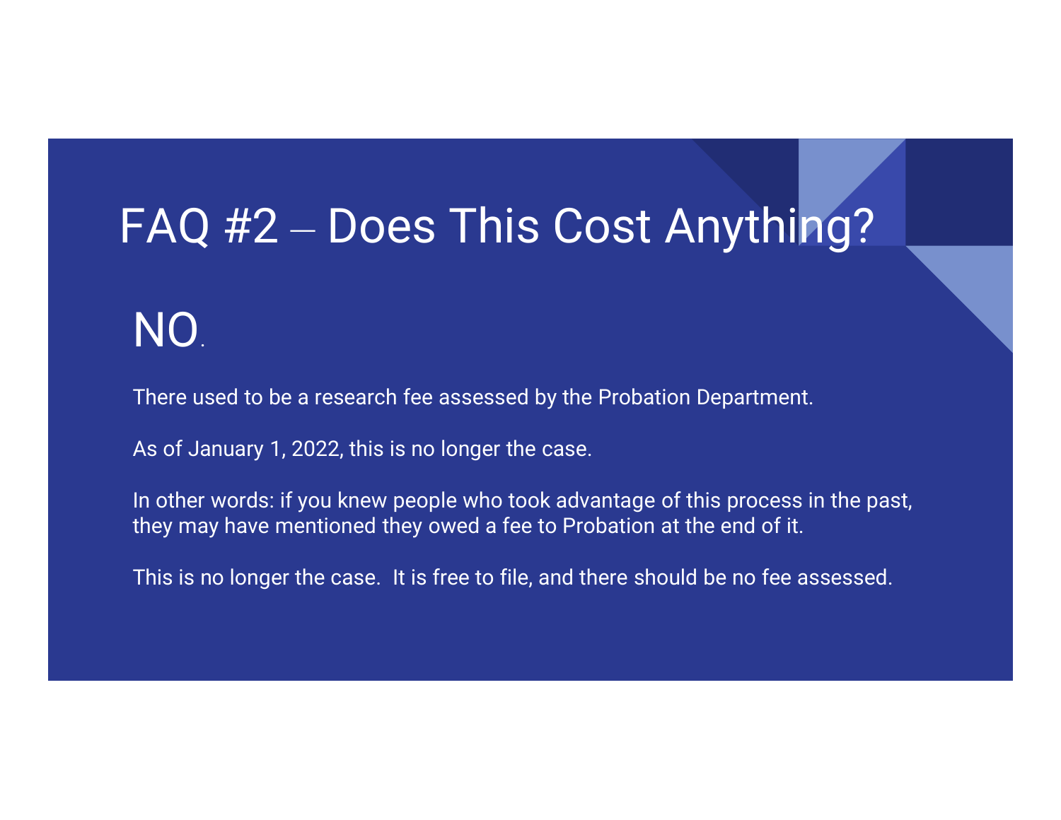# FAQ #2 – Does This Cost Anything?

## NO.

There used to be a research fee assessed by the Probation Department.

As of January 1, 2022, this is no longer the case.

In other words: if you knew people who took advantage of this process in the past, they may have mentioned they owed a fee to Probation at the end of it.

This is no longer the case. It is free to file, and there should be no fee assessed.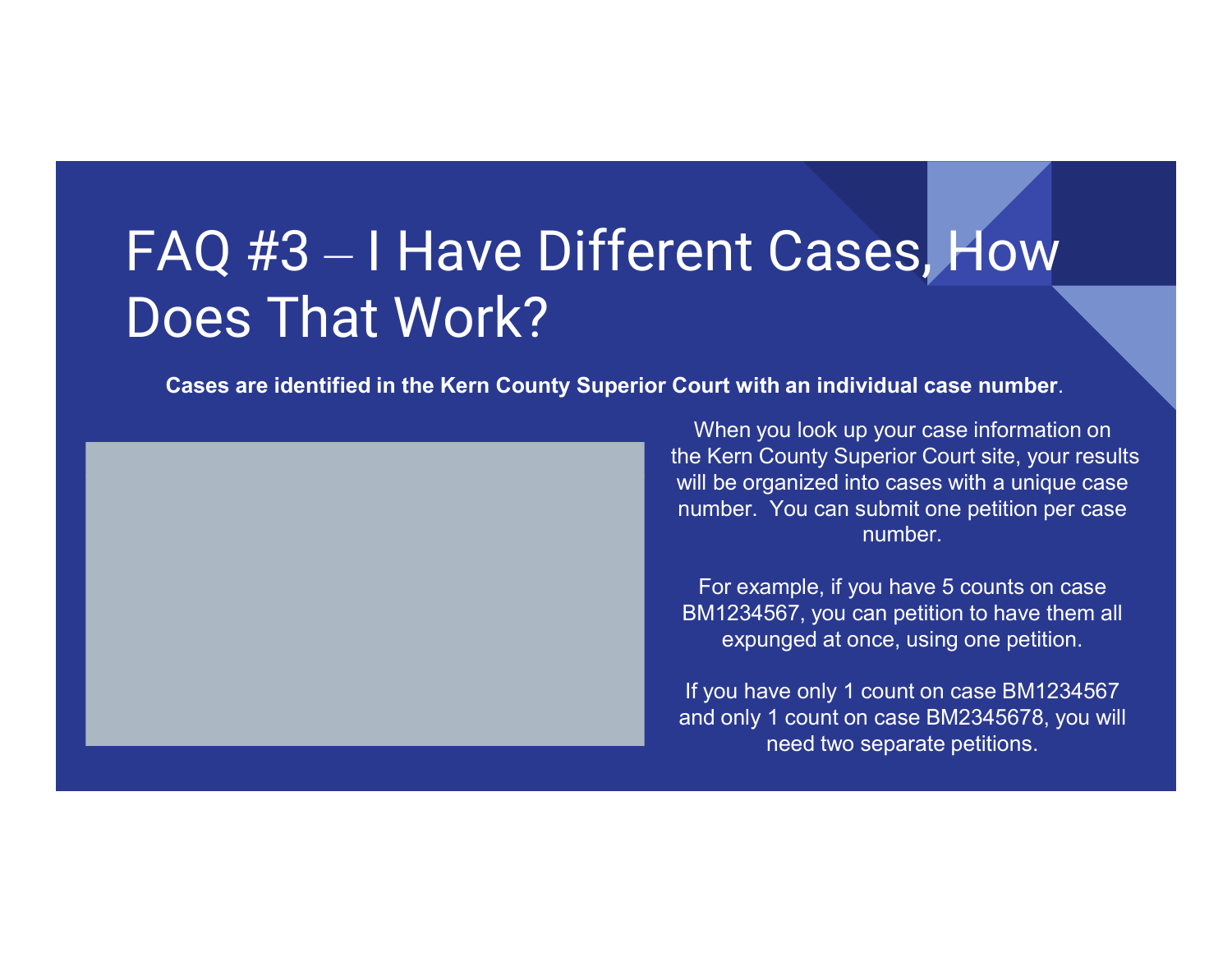# FAQ #3 – I Have Different Cases, How Does That Work?

**Cases are identified in the Kern County Superior Court with an individual case number**.

When you look up your case information on the Kern County Superior Court site, your results will be organized into cases with a unique case number. You can submit one petition per case number.

For example, if you have 5 counts on case BM1234567, you can petition to have them all expunged at once, using one petition.

If you have only 1 count on case BM1234567 and only 1 count on case BM2345678, you will need two separate petitions.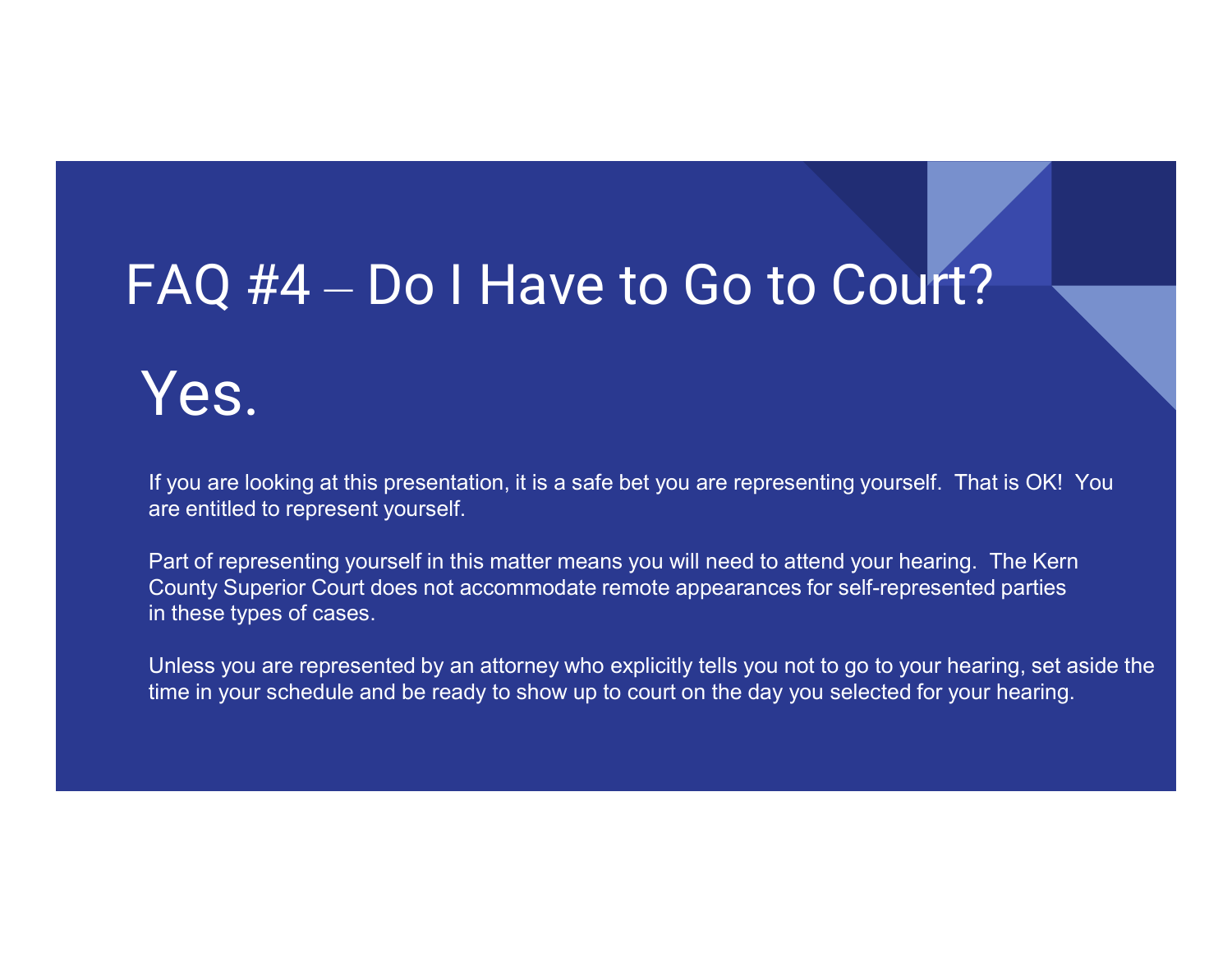# FAQ #4 – Do I Have to Go to Court?

## Yes.

If you are looking at this presentation, it is a safe bet you are representing yourself. That is OK! You are entitled to represent yourself.

Part of representing yourself in this matter means you will need to attend your hearing. The Kern County Superior Court does not accommodate remote appearances for self-represented parties in these types of cases.

Unless you are represented by an attorney who explicitly tells you not to go to your hearing, set aside the time in your schedule and be ready to show up to court on the day you selected for your hearing.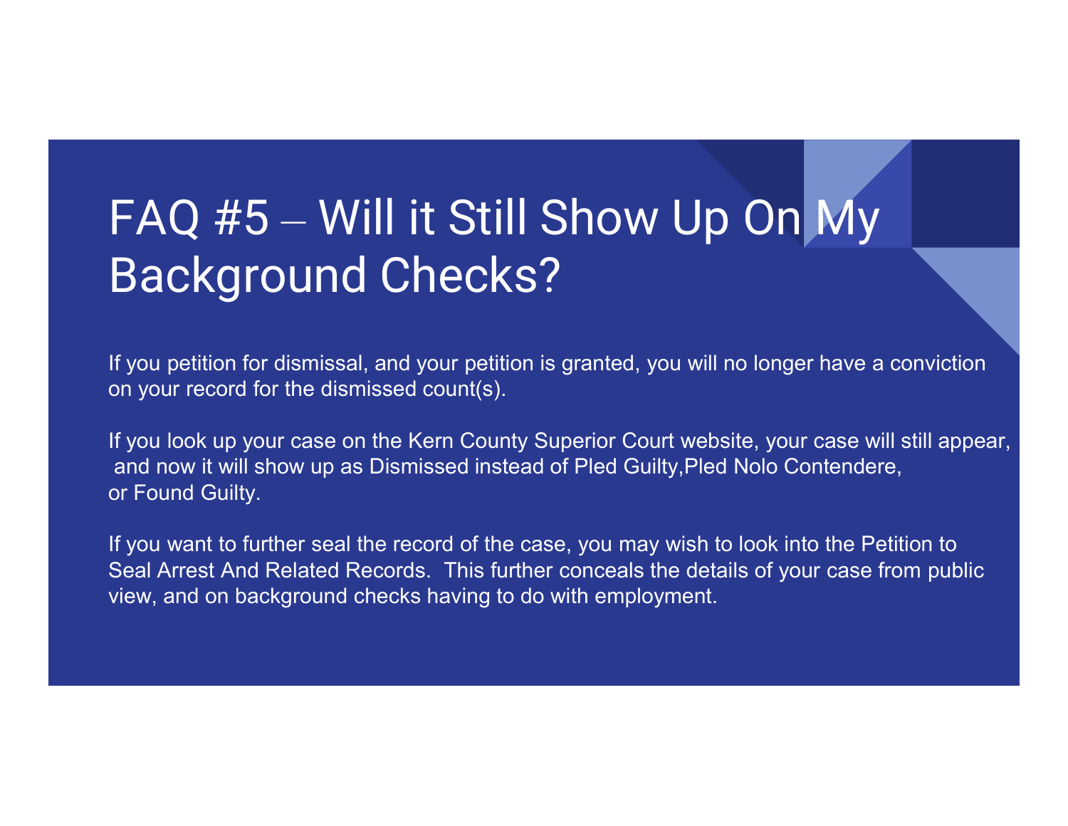# FAQ #5 – Will it Still Show Up On My Background Checks?

If you petition for dismissal, and your petition is granted, you will no longer have a conviction on your record for the dismissed count(s).

If you look up your case on the Kern County Superior Court website, your case will still appear, and now it will show up as Dismissed instead of Pled Guilty,Pled Nolo Contendere, or Found Guilty.

If you want to further seal the record of the case, you may wish to look into the Petition to Seal Arrest And Related Records. This further conceals the details of your case from public view, and on background checks having to do with employment.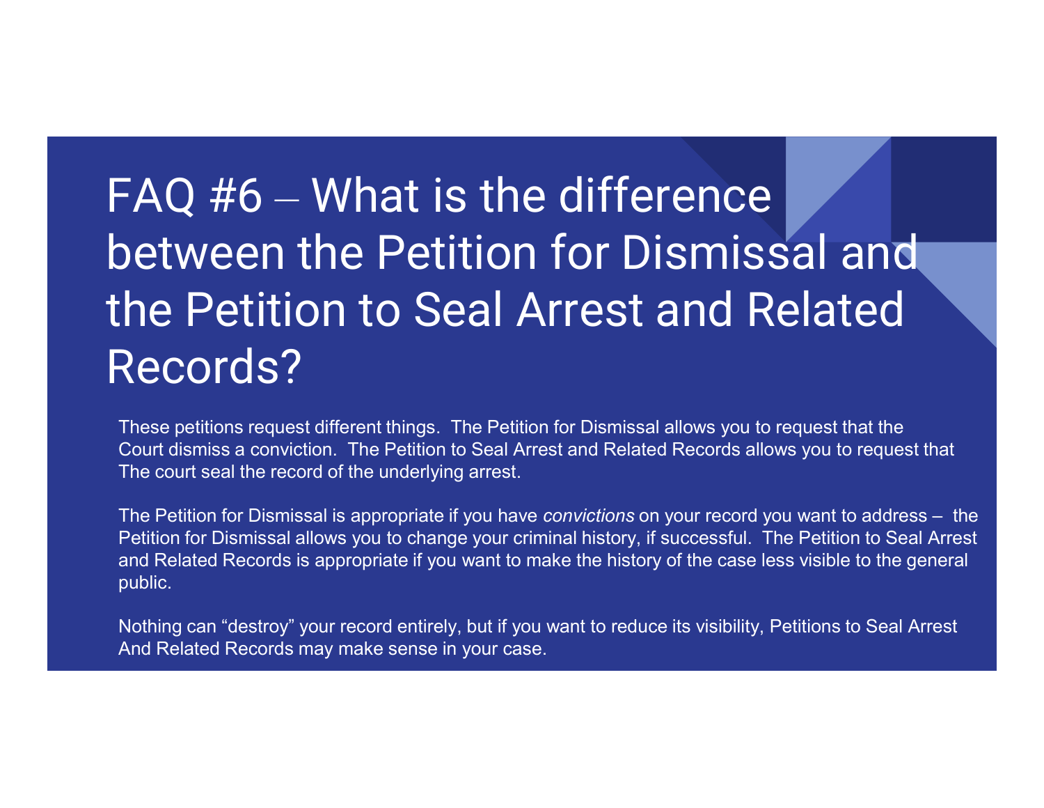# FAQ #6 – What is the difference between the Petition for Dismissal and the Petition to Seal Arrest and Related Records?

These petitions request different things. The Petition for Dismissal allows you to request that the Court dismiss a conviction. The Petition to Seal Arrest and Related Records allows you to request that The court seal the record of the underlying arrest.

The Petition for Dismissal is appropriate if you have *convictions* on your record you want to address – the Petition for Dismissal allows you to change your criminal history, if successful. The Petition to Seal Arrest and Related Records is appropriate if you want to make the history of the case less visible to the general public.

Nothing can "destroy" your record entirely, but if you want to reduce its visibility, Petitions to Seal Arrest And Related Records may make sense in your case.